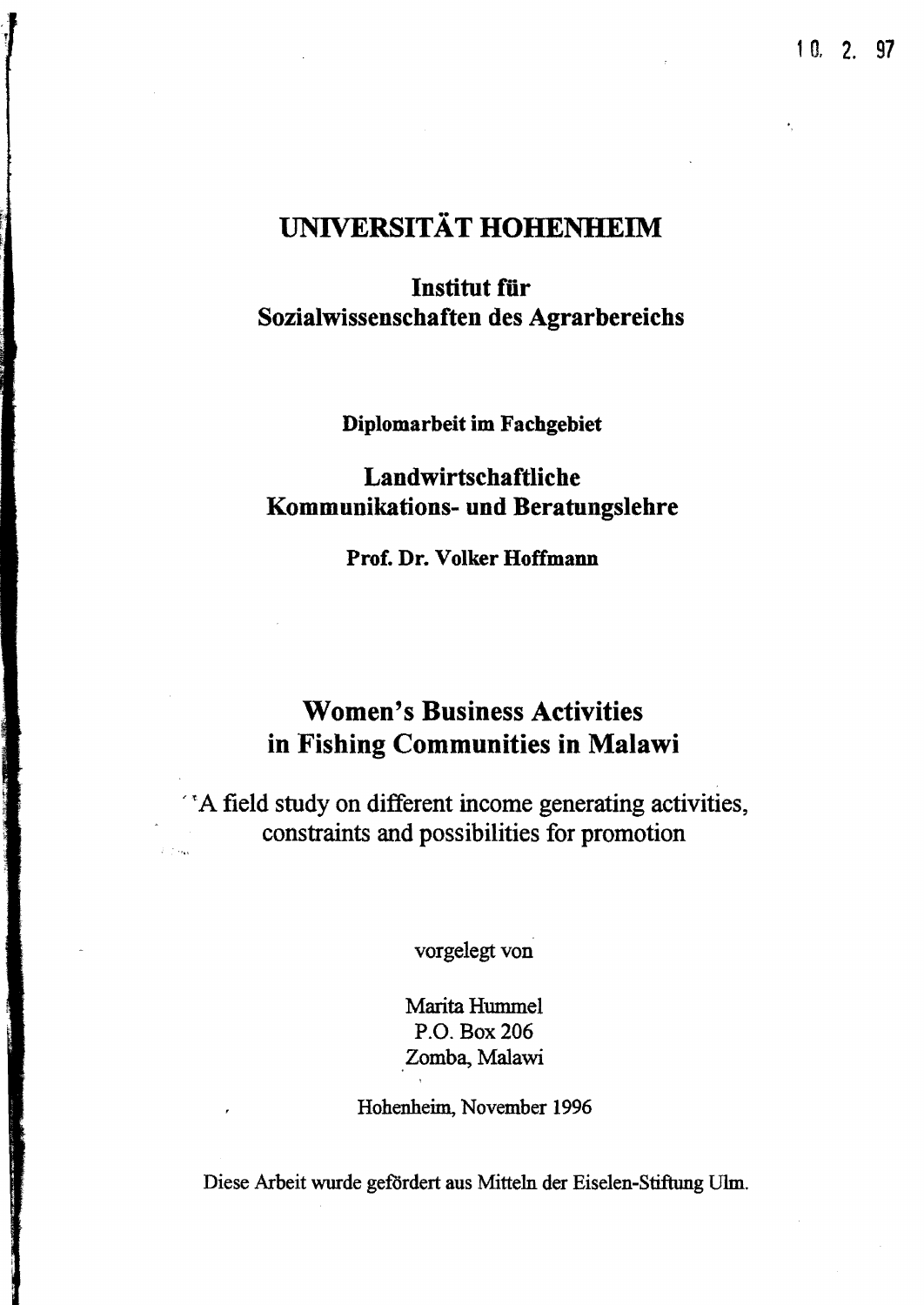10. 2. 97

# UNIVERSITÄT HOHENHEIM

## Institut für Sozialwissenschaften des Agrarbereichs

**Diplomarbeit im Fachgebiet**

## Landwirtschaftliche Kommunikations- und Beratungslehre

**Prof. Dr. Volker Hoffmann**

# Women's Business Activities in Fishing Communities in Malawi

A field study on different income generating activities, constraints and possibilities for promotion

vorgelegt von

Marita Hummel
P.O. Box 206
Zomba, Malawi

Hohenheim, November 1996

Diese Arbeit wurde gefördert aus Mitteln der Eiselen-Stiftung Ulm.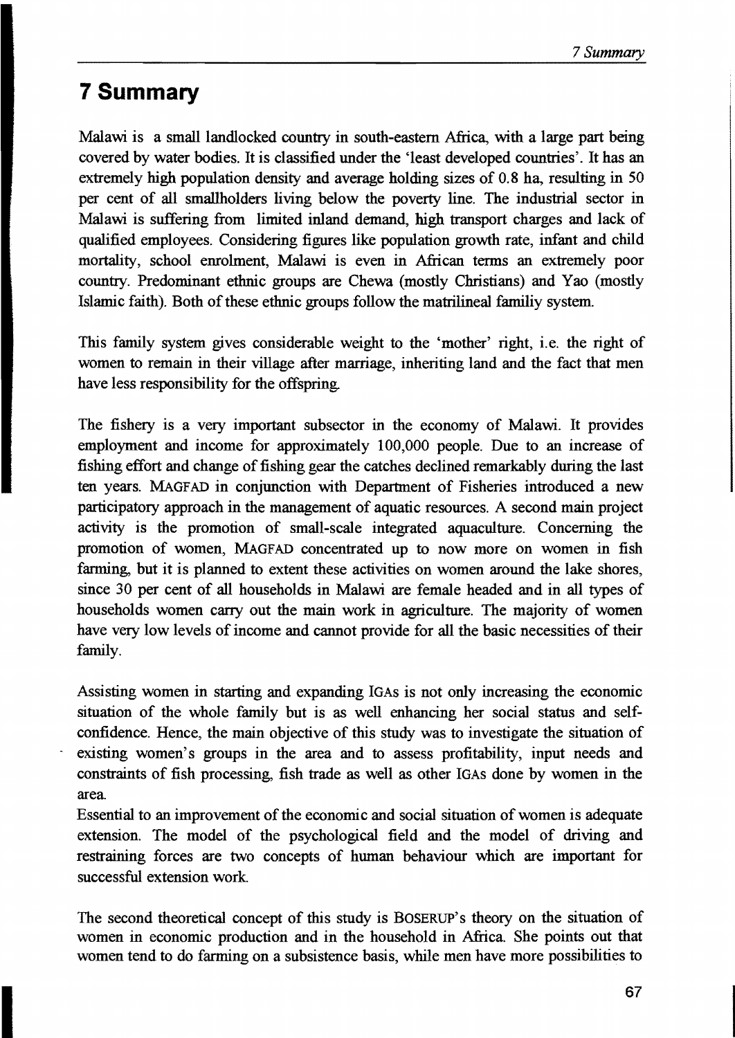# 7 Summary

Malawi is a small landlocked country in south-eastern Africa, with a large part being covered by water bodies. It is classified under the 'least developed countries'. It has an extremely high population density and average holding sizes of 0.8 ha, resulting in 50 per cent of all smallholders living below the poverty line. The industrial sector in Malawi is suffering from limited inland demand, high transport charges and lack of qualified employees. Considering figures like population growth rate, infant and child mortality, school enrolment, Malawi is even in African terms an extremely poor country. Predominant ethnic groups are Chewa (mostly Christians) and Yao (mostly Islamic faith). Both of these ethnic groups follow the matrilineal familiy system.

This family system gives considerable weight to the 'mother' right, i.e. the right of women to remain in their village after marriage, inheriting land and the fact that men have less responsibility for the offspring.

The fishery is a very important subsector in the economy of Malawi. It provides employment and income for approximately 100,000 people. Due to an increase of fishing effort and change of fishing gear the catches declined remarkably during the last ten years. MAGFAD in conjunction with Department of Fisheries introduced a new participatory approach in the management of aquatic resources. A second main project activity is the promotion of small-scale integrated aquaculture. Concerning the promotion of women, MAGFAD concentrated up to now more on women in fish farming, but it is planned to extent these activities on women around the lake shores, since 30 per cent of all households in Malawi are female headed and in all types of households women carry out the main work in agriculture. The majority of women have very low levels of income and cannot provide for all the basic necessities of their family.

Assisting women in starting and expanding IGAs is not only increasing the economic situation of the whole family but is as well enhancing her social status and self-confidence. Hence, the main objective of this study was to investigate the situation of existing women's groups in the area and to assess profitability, input needs and constraints of fish processing, fish trade as well as other IGAs done by women in the area.

Essential to an improvement of the economic and social situation of women is adequate extension. The model of the psychological field and the model of driving and restraining forces are two concepts of human behaviour which are important for successful extension work.

The second theoretical concept of this study is BOSERUP's theory on the situation of women in economic production and in the household in Africa. She points out that women tend to do farming on a subsistence basis, while men have more possibilities to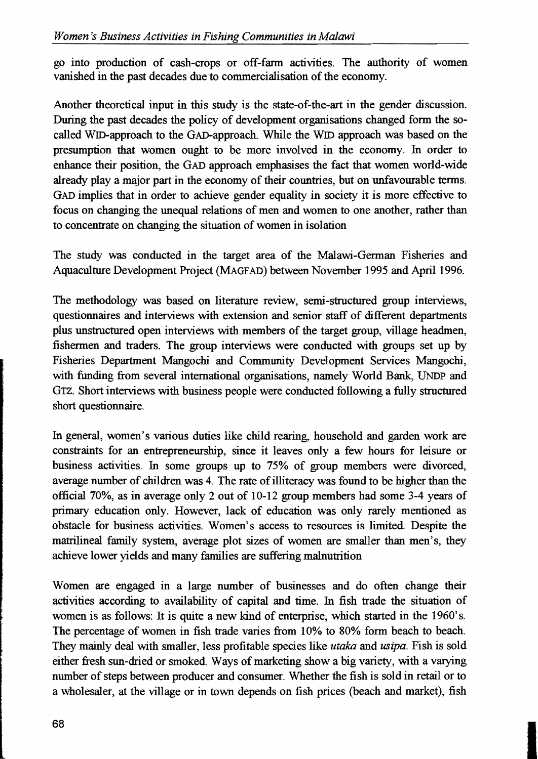go into production of cash-crops or off-farm activities. The authority of women vanished in the past decades due to commercialisation of the economy.

Another theoretical input in this study is the state-of-the-art in the gender discussion. During the past decades the policy of development organisations changed form the so-called WID-approach to the GAD-approach. While the WID approach was based on the presumption that women ought to be more involved in the economy. In order to enhance their position, the GAD approach emphasises the fact that women world-wide already play a major part in the economy of their countries, but on unfavourable terms. GAD implies that in order to achieve gender equality in society it is more effective to focus on changing the unequal relations of men and women to one another, rather than to concentrate on changing the situation of women in isolation

The study was conducted in the target area of the Malawi-German Fisheries and Aquaculture Development Project (MAGFAD) between November 1995 and April 1996.

The methodology was based on literature review, semi-structured group interviews, questionnaires and interviews with extension and senior staff of different departments plus unstructured open interviews with members of the target group, village headmen, fishermen and traders. The group interviews were conducted with groups set up by Fisheries Department Mangochi and Community Development Services Mangochi, with funding from several international organisations, namely World Bank, UNDP and GTZ. Short interviews with business people were conducted following a fully structured short questionnaire.

In general, women's various duties like child rearing, household and garden work are constraints for an entrepreneurship, since it leaves only a few hours for leisure or business activities. In some groups up to 75% of group members were divorced, average number of children was 4. The rate of illiteracy was found to be higher than the official 70%, as in average only 2 out of 10-12 group members had some 3-4 years of primary education only. However, lack of education was only rarely mentioned as obstacle for business activities. Women's access to resources is limited. Despite the matrilineal family system, average plot sizes of women are smaller than men's, they achieve lower yields and many families are suffering malnutrition

Women are engaged in a large number of businesses and do often change their activities according to availability of capital and time. In fish trade the situation of women is as follows: It is quite a new kind of enterprise, which started in the 1960's. The percentage of women in fish trade varies from 10% to 80% form beach to beach. They mainly deal with smaller, less profitable species like *utaka* and *usipa*. Fish is sold either fresh sun-dried or smoked. Ways of marketing show a big variety, with a varying number of steps between producer and consumer. Whether the fish is sold in retail or to a wholesaler, at the village or in town depends on fish prices (beach and market), fish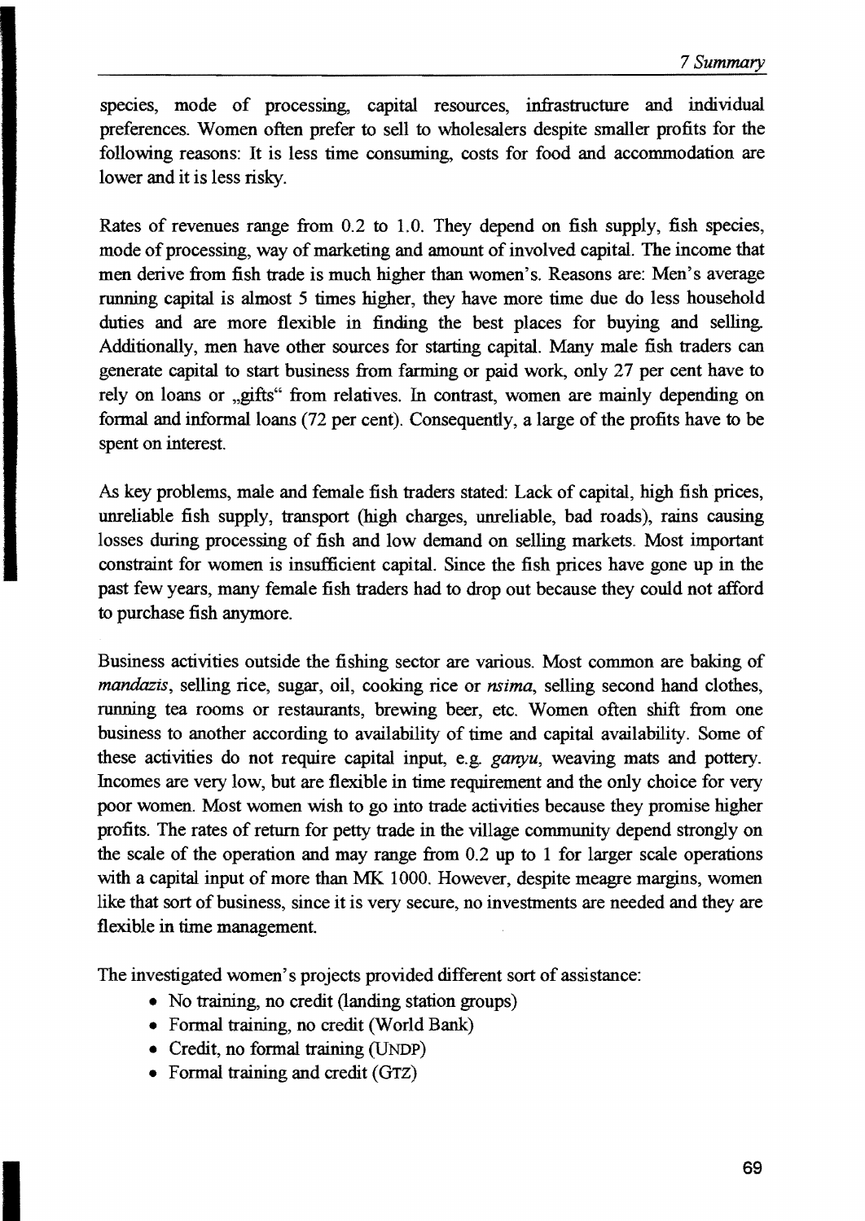species, mode of processing, capital resources, infrastructure and individual preferences. Women often prefer to sell to wholesalers despite smaller profits for the following reasons: It is less time consuming, costs for food and accommodation are lower and it is less risky.

Rates of revenues range from 0.2 to 1.0. They depend on fish supply, fish species, mode of processing, way of marketing and amount of involved capital. The income that men derive from fish trade is much higher than women's. Reasons are: Men's average running capital is almost 5 times higher, they have more time due do less household duties and are more flexible in finding the best places for buying and selling. Additionally, men have other sources for starting capital. Many male fish traders can generate capital to start business from farming or paid work, only 27 per cent have to rely on loans or „gifts" from relatives. In contrast, women are mainly depending on formal and informal loans (72 per cent). Consequently, a large of the profits have to be spent on interest.

As key problems, male and female fish traders stated: Lack of capital, high fish prices, unreliable fish supply, transport (high charges, unreliable, bad roads), rains causing losses during processing of fish and low demand on selling markets. Most important constraint for women is insufficient capital. Since the fish prices have gone up in the past few years, many female fish traders had to drop out because they could not afford to purchase fish anymore.

Business activities outside the fishing sector are various. Most common are baking of *mandazis*, selling rice, sugar, oil, cooking rice or *nsima*, selling second hand clothes, running tea rooms or restaurants, brewing beer, etc. Women often shift from one business to another according to availability of time and capital availability. Some of these activities do not require capital input, e.g. *ganyu*, weaving mats and pottery. Incomes are very low, but are flexible in time requirement and the only choice for very poor women. Most women wish to go into trade activities because they promise higher profits. The rates of return for petty trade in the village community depend strongly on the scale of the operation and may range from 0.2 up to 1 for larger scale operations with a capital input of more than MK 1000. However, despite meagre margins, women like that sort of business, since it is very secure, no investments are needed and they are flexible in time management.

The investigated women's projects provided different sort of assistance:

- No training, no credit (landing station groups)
- Formal training, no credit (World Bank)
- Credit, no formal training (UNDP)
- Formal training and credit (GTZ)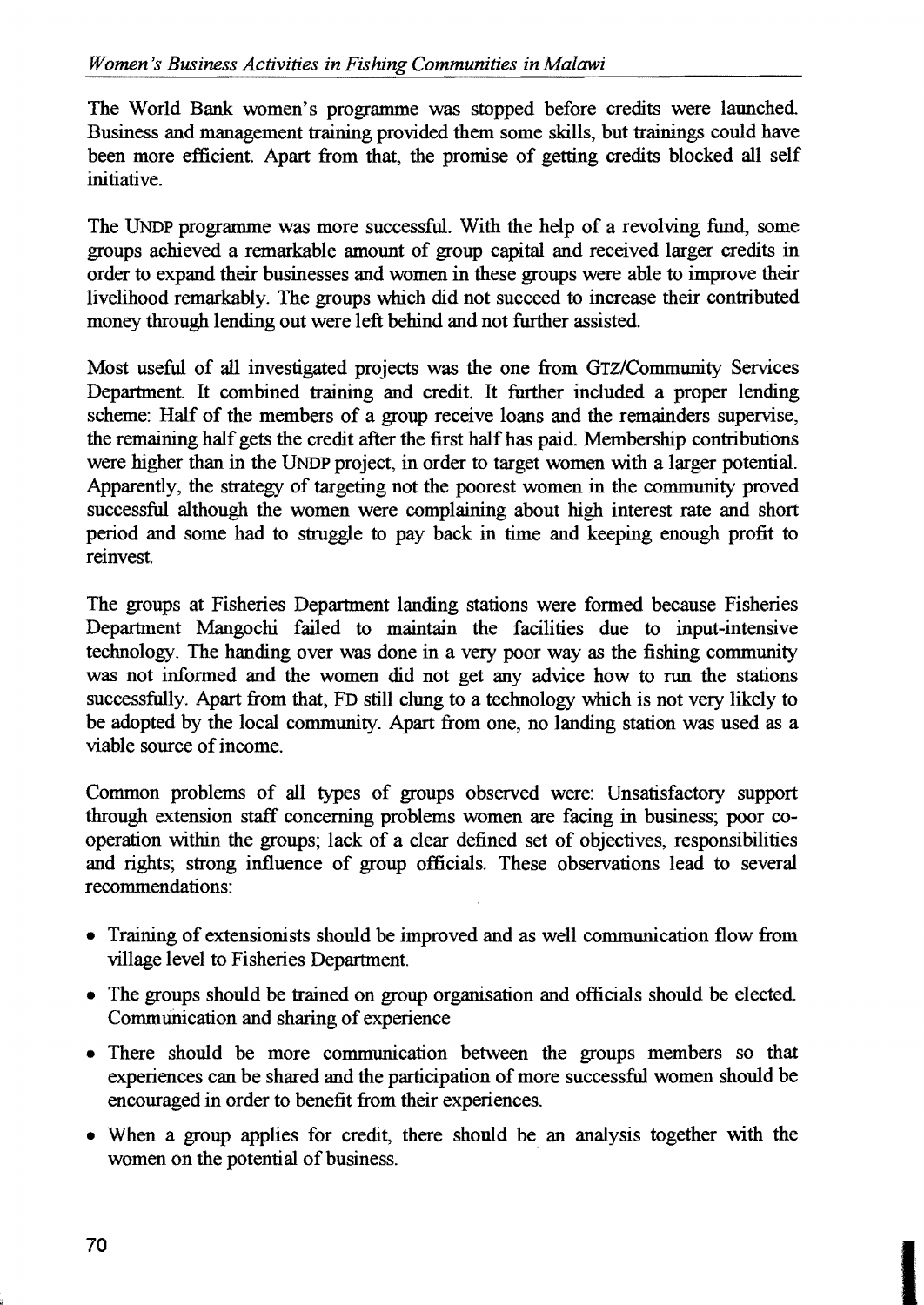The World Bank women's programme was stopped before credits were launched. Business and management training provided them some skills, but trainings could have been more efficient. Apart from that, the promise of getting credits blocked all self initiative.

The UNDP programme was more successful. With the help of a revolving fund, some groups achieved a remarkable amount of group capital and received larger credits in order to expand their businesses and women in these groups were able to improve their livelihood remarkably. The groups which did not succeed to increase their contributed money through lending out were left behind and not further assisted.

Most useful of all investigated projects was the one from GTZ/Community Services Department. It combined training and credit. It further included a proper lending scheme: Half of the members of a group receive loans and the remainders supervise, the remaining half gets the credit after the first half has paid. Membership contributions were higher than in the UNDP project, in order to target women with a larger potential. Apparently, the strategy of targeting not the poorest women in the community proved successful although the women were complaining about high interest rate and short period and some had to struggle to pay back in time and keeping enough profit to reinvest.

The groups at Fisheries Department landing stations were formed because Fisheries Department Mangochi failed to maintain the facilities due to input-intensive technology. The handing over was done in a very poor way as the fishing community was not informed and the women did not get any advice how to run the stations successfully. Apart from that, FD still clung to a technology which is not very likely to be adopted by the local community. Apart from one, no landing station was used as a viable source of income.

Common problems of all types of groups observed were: Unsatisfactory support through extension staff concerning problems women are facing in business; poor co-operation within the groups; lack of a clear defined set of objectives, responsibilities and rights; strong influence of group officials. These observations lead to several recommendations:

- Training of extensionists should be improved and as well communication flow from village level to Fisheries Department.
- The groups should be trained on group organisation and officials should be elected. Communication and sharing of experience
- There should be more communication between the groups members so that experiences can be shared and the participation of more successful women should be encouraged in order to benefit from their experiences.
- When a group applies for credit, there should be an analysis together with the women on the potential of business.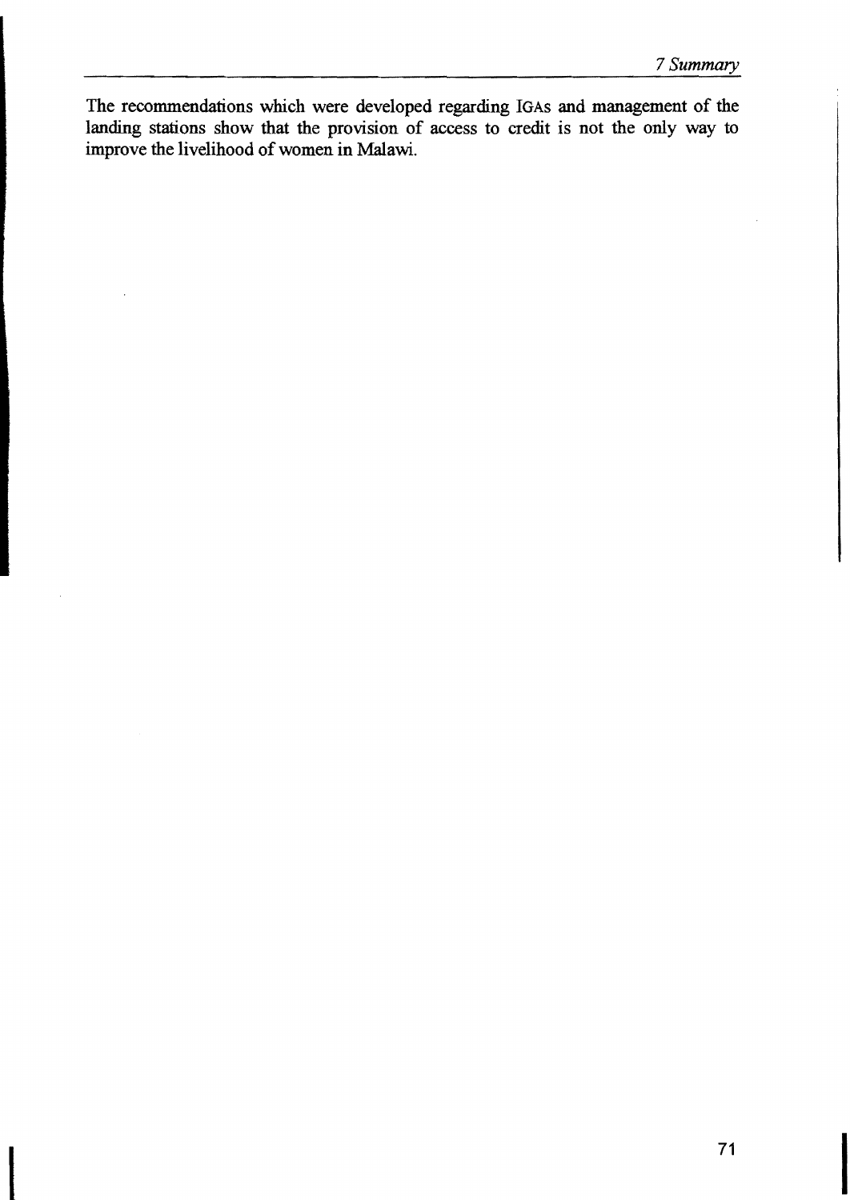The recommendations which were developed regarding IGAs and management of the landing stations show that the provision of access to credit is not the only way to improve the livelihood of women in Malawi.